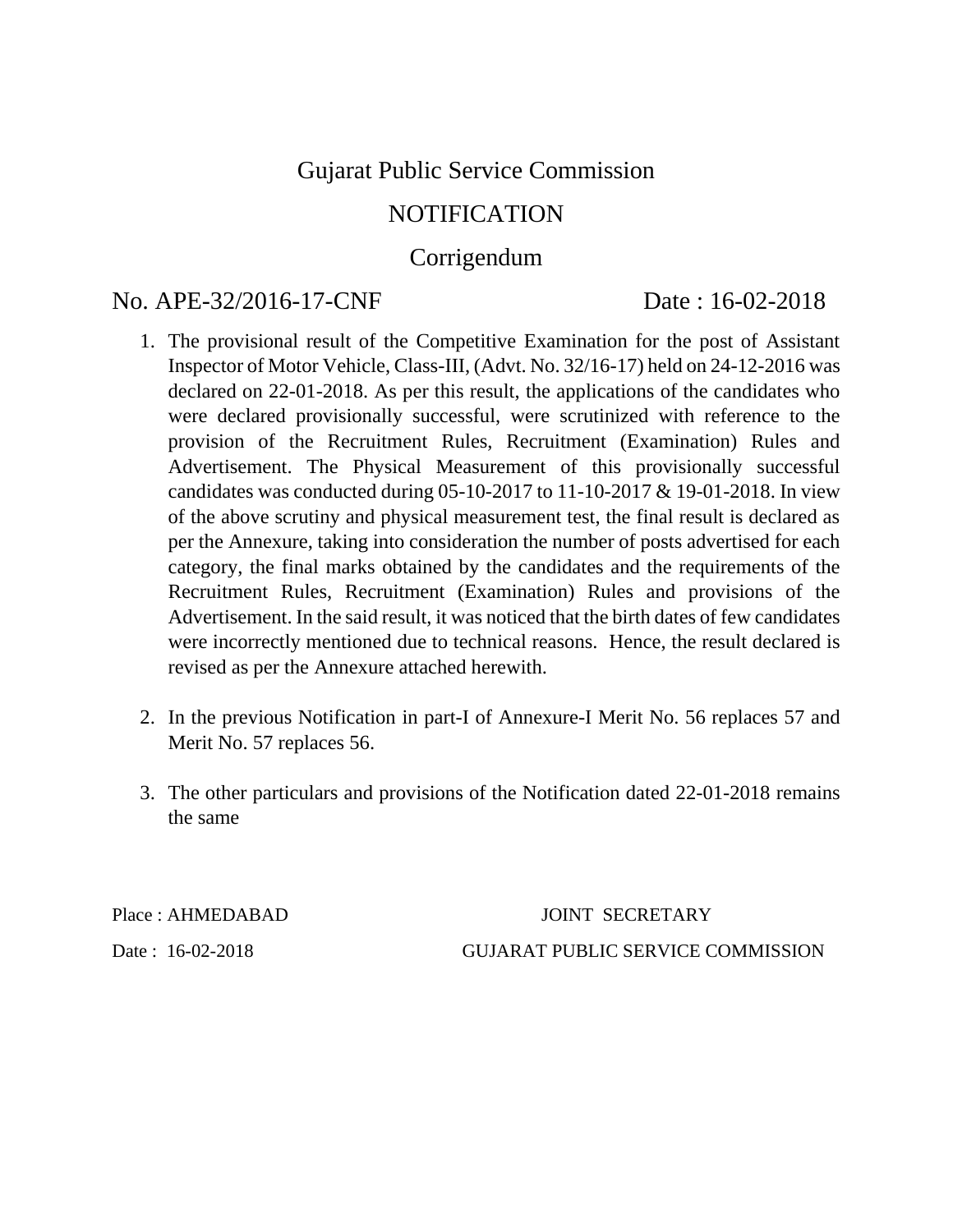# Gujarat Public Service Commission

## NOTIFICATION

## Corrigendum

No. APE-32/2016-17-CNF Date : 16-02-2018

1. The provisional result of the Competitive Examination for the post of Assistant Inspector of Motor Vehicle, Class-III, (Advt. No. 32/16-17) held on 24-12-2016 was declared on 22-01-2018. As per this result, the applications of the candidates who were declared provisionally successful, were scrutinized with reference to the provision of the Recruitment Rules, Recruitment (Examination) Rules and Advertisement. The Physical Measurement of this provisionally successful candidates was conducted during 05-10-2017 to 11-10-2017 & 19-01-2018. In view of the above scrutiny and physical measurement test, the final result is declared as per the Annexure, taking into consideration the number of posts advertised for each category, the final marks obtained by the candidates and the requirements of the Recruitment Rules, Recruitment (Examination) Rules and provisions of the Advertisement. In the said result, it was noticed that the birth dates of few candidates were incorrectly mentioned due to technical reasons. Hence, the result declared is revised as per the Annexure attached herewith.

2. In the previous Notification in part-I of Annexure-I Merit No. 56 replaces 57 and Merit No. 57 replaces 56.

3. The other particulars and provisions of the Notification dated 22-01-2018 remains the same

Place : AHMEDABAD

Date : 16-02-2018

JOINT SECRETARY

GUJARAT PUBLIC SERVICE COMMISSION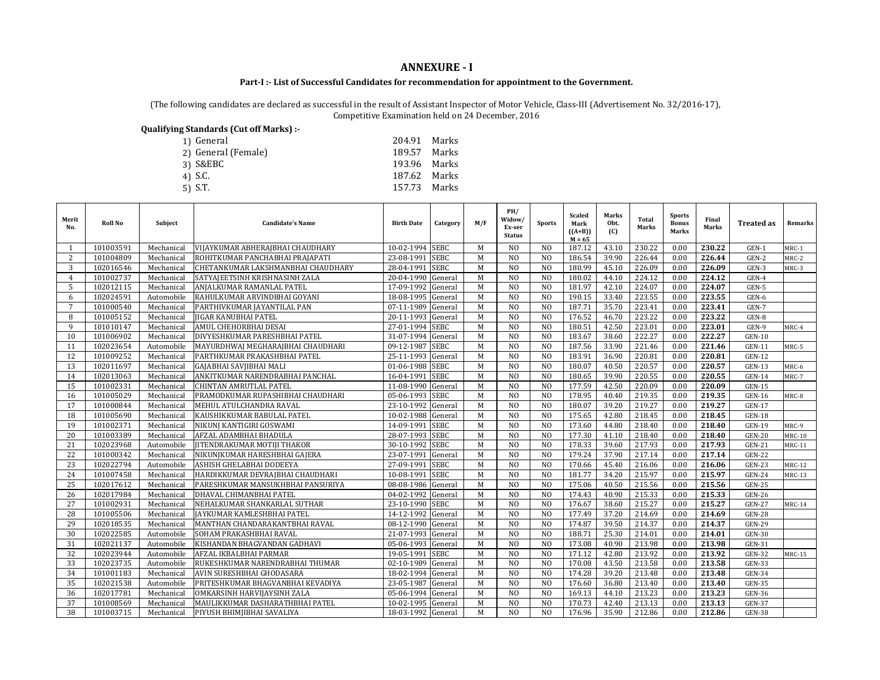# ANNEXURE - I

**Part-I :- List of Successful Candidates for recommendation for appointment to the Government.**

(The following candidates are declared as successful in the result of Assistant Inspector of Motor Vehicle, Class-III (Advertisement No. 32/2016-17), Competitive Examination held on 24 December, 2016

**Qualifying Standards (Cut off Marks) :-**

1) General 204.91 Marks
2) General (Female) 189.57 Marks
3) S&EBC 193.96 Marks
4) S.C. 187.62 Marks
5) S.T. 157.73 Marks

| Merit No. | Roll No | Subject | Candidate's Name | Birth Date | Category | M/F | PH/ Widow/ Ex-ser Status | Sports | Scaled Mark ((A+B)) M = 65 | Marks Obt. (C) | Total Marks | Sports Bonus Marks | Final Marks | Treated as | Remarks |
|---|---|---|---|---|---|---|---|---|---|---|---|---|---|---|---|
| 1 | 101003591 | Mechanical | VIJAYKUMAR ABHERAJBHAI CHAUDHARY | 10-02-1994 | SEBC | M | NO | NO | 187.12 | 43.10 | 230.22 | 0.00 | **230.22** | GEN-1 | MRC-1 |
| 2 | 101004809 | Mechanical | ROHITKUMAR PANCHABHAI PRAJAPATI | 23-08-1991 | SEBC | M | NO | NO | 186.54 | 39.90 | 226.44 | 0.00 | **226.44** | GEN-2 | MRC-2 |
| 3 | 102016546 | Mechanical | CHETANKUMAR LAKSHMANBHAI CHAUDHARY | 28-04-1991 | SEBC | M | NO | NO | 180.99 | 45.10 | 226.09 | 0.00 | **226.09** | GEN-3 | MRC-3 |
| 4 | 101002737 | Mechanical | SATYAJEETSINH KRISHNASINH ZALA | 20-04-1990 | General | M | NO | NO | 180.02 | 44.10 | 224.12 | 0.00 | **224.12** | GEN-4 | |
| 5 | 102012115 | Mechanical | ANJALKUMAR RAMANLAL PATEL | 17-09-1992 | General | M | NO | NO | 181.97 | 42.10 | 224.07 | 0.00 | **224.07** | GEN-5 | |
| 6 | 102024591 | Automobile | RAHULKUMAR ARVINDBHAI GOYANI | 18-08-1995 | General | M | NO | NO | 190.15 | 33.40 | 223.55 | 0.00 | **223.55** | GEN-6 | |
| 7 | 101000540 | Mechanical | PARTHIVKUMAR JAYANTILAL PAN | 07-11-1989 | General | M | NO | NO | 187.71 | 35.70 | 223.41 | 0.00 | **223.41** | GEN-7 | |
| 8 | 101005152 | Mechanical | JIGAR KANUBHAI PATEL | 20-11-1993 | General | M | NO | NO | 176.52 | 46.70 | 223.22 | 0.00 | **223.22** | GEN-8 | |
| 9 | 101010147 | Mechanical | AMUL CHEHORBHAI DESAI | 27-01-1994 | SEBC | M | NO | NO | 180.51 | 42.50 | 223.01 | 0.00 | **223.01** | GEN-9 | MRC-4 |
| 10 | 101006902 | Mechanical | DIVYESHKUMAR PARESHBHAI PATEL | 31-07-1994 | General | M | NO | NO | 183.67 | 38.60 | 222.27 | 0.00 | **222.27** | GEN-10 | |
| 11 | 102023654 | Automobile | MAYURDHWAJ MEGHARAJBHAI CHAUDHARI | 09-12-1987 | SEBC | M | NO | NO | 187.56 | 33.90 | 221.46 | 0.00 | **221.46** | GEN-11 | MRC-5 |
| 12 | 101009252 | Mechanical | PARTHKUMAR PRAKASHBHAI PATEL | 25-11-1993 | General | M | NO | NO | 183.91 | 36.90 | 220.81 | 0.00 | **220.81** | GEN-12 | |
| 13 | 102011697 | Mechanical | GAJABHAI SAVJIBHAI MALI | 01-06-1988 | SEBC | M | NO | NO | 180.07 | 40.50 | 220.57 | 0.00 | **220.57** | GEN-13 | MRC-6 |
| 14 | 102013063 | Mechanical | ANKITKUMAR NARENDRABHAI PANCHAL | 16-04-1991 | SEBC | M | NO | NO | 180.65 | 39.90 | 220.55 | 0.00 | **220.55** | GEN-14 | MRC-7 |
| 15 | 101002331 | Mechanical | CHINTAN AMRUTLAL PATEL | 11-08-1990 | General | M | NO | NO | 177.59 | 42.50 | 220.09 | 0.00 | **220.09** | GEN-15 | |
| 16 | 101005029 | Mechanical | PRAMODKUMAR RUPASHIBHAI CHAUDHARI | 05-06-1993 | SEBC | M | NO | NO | 178.95 | 40.40 | 219.35 | 0.00 | **219.35** | GEN-16 | MRC-8 |
| 17 | 101000844 | Mechanical | MEHUL ATULCHANDRA RAVAL | 23-10-1992 | General | M | NO | NO | 180.07 | 39.20 | 219.27 | 0.00 | **219.27** | GEN-17 | |
| 18 | 101005690 | Mechanical | KAUSHIKKUMAR BABULAL PATEL | 10-02-1988 | General | M | NO | NO | 175.65 | 42.80 | 218.45 | 0.00 | **218.45** | GEN-18 | |
| 19 | 101002371 | Mechanical | NIKUNJ KANTIGIRI GOSWAMI | 14-09-1991 | SEBC | M | NO | NO | 173.60 | 44.80 | 218.40 | 0.00 | **218.40** | GEN-19 | MRC-9 |
| 20 | 101003389 | Mechanical | AFZAL ADAMBHAI BHADULA | 28-07-1993 | SEBC | M | NO | NO | 177.30 | 41.10 | 218.40 | 0.00 | **218.40** | GEN-20 | MRC-10 |
| 21 | 102023968 | Automobile | JITENDRAKUMAR MOTIJI THAKOR | 30-10-1992 | SEBC | M | NO | NO | 178.33 | 39.60 | 217.93 | 0.00 | **217.93** | GEN-21 | MRC-11 |
| 22 | 101000342 | Mechanical | NIKUNJKUMAR HARESHBHAI GAJERA | 23-07-1991 | General | M | NO | NO | 179.24 | 37.90 | 217.14 | 0.00 | **217.14** | GEN-22 | |
| 23 | 102022794 | Automobile | ASHISH GHELABHAI DODEEYA | 27-09-1991 | SEBC | M | NO | NO | 170.66 | 45.40 | 216.06 | 0.00 | **216.06** | GEN-23 | MRC-12 |
| 24 | 101007458 | Mechanical | HARDIKKUMAR DEVRAJBHAI CHAUDHARI | 10-08-1991 | SEBC | M | NO | NO | 181.77 | 34.20 | 215.97 | 0.00 | **215.97** | GEN-24 | MRC-13 |
| 25 | 102017612 | Mechanical | PARESHKUMAR MANSUKHBHAI PANSURIYA | 08-08-1986 | General | M | NO | NO | 175.06 | 40.50 | 215.56 | 0.00 | **215.56** | GEN-25 | |
| 26 | 102017984 | Mechanical | DHAVAL CHIMANBHAI PATEL | 04-02-1992 | General | M | NO | NO | 174.43 | 40.90 | 215.33 | 0.00 | **215.33** | GEN-26 | |
| 27 | 101002931 | Mechanical | NEHALKUMAR SHANKARLAL SUTHAR | 23-10-1990 | SEBC | M | NO | NO | 176.67 | 38.60 | 215.27 | 0.00 | **215.27** | GEN-27 | MRC-14 |
| 28 | 101005506 | Mechanical | JAYKUMAR KAMLESHBHAI PATEL | 14-12-1992 | General | M | NO | NO | 177.49 | 37.20 | 214.69 | 0.00 | **214.69** | GEN-28 | |
| 29 | 102018535 | Mechanical | MANTHAN CHANDARAKANTBHAI RAVAL | 08-12-1990 | General | M | NO | NO | 174.87 | 39.50 | 214.37 | 0.00 | **214.37** | GEN-29 | |
| 30 | 102022585 | Automobile | SOHAM PRAKASHBHAI RAVAL | 21-07-1993 | General | M | NO | NO | 188.71 | 25.30 | 214.01 | 0.00 | **214.01** | GEN-30 | |
| 31 | 102021137 | Automobile | KISHANDAN BHAGVANDAN GADHAVI | 05-06-1993 | General | M | NO | NO | 173.08 | 40.90 | 213.98 | 0.00 | **213.98** | GEN-31 | |
| 32 | 102023944 | Automobile | AFZAL IKBALBHAI PARMAR | 19-05-1991 | SEBC | M | NO | NO | 171.12 | 42.80 | 213.92 | 0.00 | **213.92** | GEN-32 | MRC-15 |
| 33 | 102023735 | Automobile | RUKESHKUMAR NARENDRABHAI THUMAR | 02-10-1989 | General | M | NO | NO | 170.08 | 43.50 | 213.58 | 0.00 | **213.58** | GEN-33 | |
| 34 | 101001183 | Mechanical | AVIN SURESHBHAI GHODASARA | 18-02-1994 | General | M | NO | NO | 174.28 | 39.20 | 213.48 | 0.00 | **213.48** | GEN-34 | |
| 35 | 102021538 | Automobile | PRITESHKUMAR BHAGVANBHAI KEVADIYA | 23-05-1987 | General | M | NO | NO | 176.60 | 36.80 | 213.40 | 0.00 | **213.40** | GEN-35 | |
| 36 | 102017781 | Mechanical | OMKARSINH HARVIJAYSINH ZALA | 05-06-1994 | General | M | NO | NO | 169.13 | 44.10 | 213.23 | 0.00 | **213.23** | GEN-36 | |
| 37 | 101008569 | Mechanical | MAULIKKUMAR DASHARATHBHAI PATEL | 10-02-1995 | General | M | NO | NO | 170.73 | 42.40 | 213.13 | 0.00 | **213.13** | GEN-37 | |
| 38 | 101003715 | Mechanical | PIYUSH BHIMJIBHAI SAVALIYA | 18-03-1992 | General | M | NO | NO | 176.96 | 35.90 | 212.86 | 0.00 | **212.86** | GEN-38 | |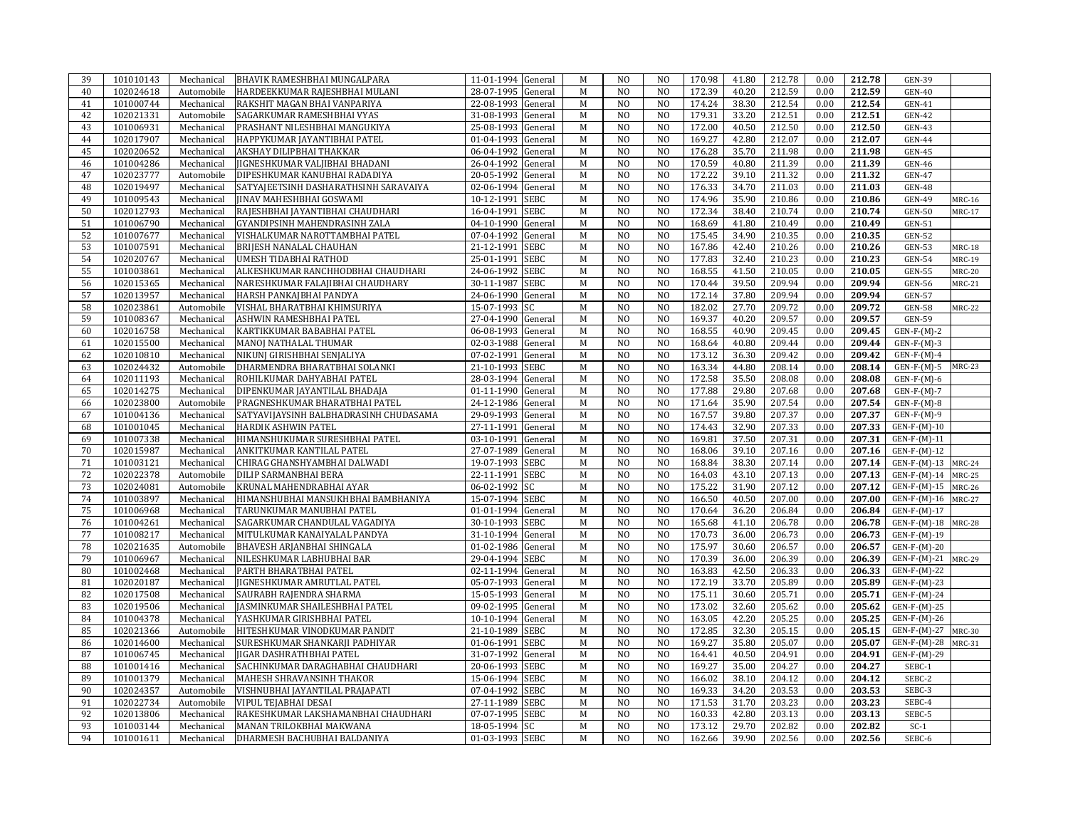| 39 | 101010143 | Mechanical | BHAVIK RAMESHBHAI MUNGALPARA | 11-01-1994 | General | M | NO | NO | 170.98 | 41.80 | 212.78 | 0.00 | **212.78** | GEN-39 | |
|---|---|---|---|---|---|---|---|---|---|---|---|---|---|---|---|
| 40 | 102024618 | Automobile | HARDEEKKUMAR RAJESHBHAI MULANI | 28-07-1995 | General | M | NO | NO | 172.39 | 40.20 | 212.59 | 0.00 | **212.59** | GEN-40 | |
| 41 | 101000744 | Mechanical | RAKSHIT MAGAN BHAI VANPARIYA | 22-08-1993 | General | M | NO | NO | 174.24 | 38.30 | 212.54 | 0.00 | **212.54** | GEN-41 | |
| 42 | 102021331 | Automobile | SAGARKUMAR RAMESHBHAI VYAS | 31-08-1993 | General | M | NO | NO | 179.31 | 33.20 | 212.51 | 0.00 | **212.51** | GEN-42 | |
| 43 | 101006931 | Mechanical | PRASHANT NILESHBHAI MANGUKIYA | 25-08-1993 | General | M | NO | NO | 172.00 | 40.50 | 212.50 | 0.00 | **212.50** | GEN-43 | |
| 44 | 102017907 | Mechanical | HAPPYKUMAR JAYANTIBHAI PATEL | 01-04-1993 | General | M | NO | NO | 169.27 | 42.80 | 212.07 | 0.00 | **212.07** | GEN-44 | |
| 45 | 102020652 | Mechanical | AKSHAY DILIPBHAI THAKKAR | 06-04-1992 | General | M | NO | NO | 176.28 | 35.70 | 211.98 | 0.00 | **211.98** | GEN-45 | |
| 46 | 101004286 | Mechanical | JIGNESHKUMAR VALJIBHAI BHADANI | 26-04-1992 | General | M | NO | NO | 170.59 | 40.80 | 211.39 | 0.00 | **211.39** | GEN-46 | |
| 47 | 102023777 | Automobile | DIPESHKUMAR KANUBHAI RADADIYA | 20-05-1992 | General | M | NO | NO | 172.22 | 39.10 | 211.32 | 0.00 | **211.32** | GEN-47 | |
| 48 | 102019497 | Mechanical | SATYAJEETSINH DASHARATHSINH SARAVAIYA | 02-06-1994 | General | M | NO | NO | 176.33 | 34.70 | 211.03 | 0.00 | **211.03** | GEN-48 | |
| 49 | 101009543 | Mechanical | JINAV MAHESHBHAI GOSWAMI | 10-12-1991 | SEBC | M | NO | NO | 174.96 | 35.90 | 210.86 | 0.00 | **210.86** | GEN-49 | MRC-16 |
| 50 | 102012793 | Mechanical | RAJESHBHAI JAYANTIBHAI CHAUDHARI | 16-04-1991 | SEBC | M | NO | NO | 172.34 | 38.40 | 210.74 | 0.00 | **210.74** | GEN-50 | MRC-17 |
| 51 | 101006790 | Mechanical | GYANDIPSINH MAHENDRASINH ZALA | 04-10-1990 | General | M | NO | NO | 168.69 | 41.80 | 210.49 | 0.00 | **210.49** | GEN-51 | |
| 52 | 101007677 | Mechanical | VISHALKUMAR NAROTTAMBHAI PATEL | 07-04-1992 | General | M | NO | NO | 175.45 | 34.90 | 210.35 | 0.00 | **210.35** | GEN-52 | |
| 53 | 101007591 | Mechanical | BRIJESH NANALAL CHAUHAN | 21-12-1991 | SEBC | M | NO | NO | 167.86 | 42.40 | 210.26 | 0.00 | **210.26** | GEN-53 | MRC-18 |
| 54 | 102020767 | Mechanical | UMESH TIDABHAI RATHOD | 25-01-1991 | SEBC | M | NO | NO | 177.83 | 32.40 | 210.23 | 0.00 | **210.23** | GEN-54 | MRC-19 |
| 55 | 101003861 | Mechanical | ALKESHKUMAR RANCHHODBHAI CHAUDHARI | 24-06-1992 | SEBC | M | NO | NO | 168.55 | 41.50 | 210.05 | 0.00 | **210.05** | GEN-55 | MRC-20 |
| 56 | 102015365 | Mechanical | NARESHKUMAR FALAJIBHAI CHAUDHARY | 30-11-1987 | SEBC | M | NO | NO | 170.44 | 39.50 | 209.94 | 0.00 | **209.94** | GEN-56 | MRC-21 |
| 57 | 102013957 | Mechanical | HARSH PANKAJBHAI PANDYA | 24-06-1990 | General | M | NO | NO | 172.14 | 37.80 | 209.94 | 0.00 | **209.94** | GEN-57 | |
| 58 | 102023861 | Automobile | VISHAL BHARATBHAI KHIMSURIYA | 15-07-1993 | SC | M | NO | NO | 182.02 | 27.70 | 209.72 | 0.00 | **209.72** | GEN-58 | MRC-22 |
| 59 | 101008367 | Mechanical | ASHWIN RAMESHBHAI PATEL | 27-04-1990 | General | M | NO | NO | 169.37 | 40.20 | 209.57 | 0.00 | **209.57** | GEN-59 | |
| 60 | 102016758 | Mechanical | KARTIKKUMAR BABABHAI PATEL | 06-08-1993 | General | M | NO | NO | 168.55 | 40.90 | 209.45 | 0.00 | **209.45** | GEN-F-(M)-2 | |
| 61 | 102015500 | Mechanical | MANOJ NATHALAL THUMAR | 02-03-1988 | General | M | NO | NO | 168.64 | 40.80 | 209.44 | 0.00 | **209.44** | GEN-F-(M)-3 | |
| 62 | 102010810 | Mechanical | NIKUNJ GIRISHBHAI SENJALIYA | 07-02-1991 | General | M | NO | NO | 173.12 | 36.30 | 209.42 | 0.00 | **209.42** | GEN-F-(M)-4 | |
| 63 | 102024432 | Automobile | DHARMENDRA BHARATBHAI SOLANKI | 21-10-1993 | SEBC | M | NO | NO | 163.34 | 44.80 | 208.14 | 0.00 | **208.14** | GEN-F-(M)-5 | MRC-23 |
| 64 | 102011193 | Mechanical | ROHILKUMAR DAHYABHAI PATEL | 28-03-1994 | General | M | NO | NO | 172.58 | 35.50 | 208.08 | 0.00 | **208.08** | GEN-F-(M)-6 | |
| 65 | 102014275 | Mechanical | DIPENKUMAR JAYANTILAL BHADAJA | 01-11-1990 | General | M | NO | NO | 177.88 | 29.80 | 207.68 | 0.00 | **207.68** | GEN-F-(M)-7 | |
| 66 | 102023800 | Automobile | PRAGNESHKUMAR BHARATBHAI PATEL | 24-12-1986 | General | M | NO | NO | 171.64 | 35.90 | 207.54 | 0.00 | **207.54** | GEN-F-(M)-8 | |
| 67 | 101004136 | Mechanical | SATYAVIJAYSINH BALBHADRASINH CHUDASAMA | 29-09-1993 | General | M | NO | NO | 167.57 | 39.80 | 207.37 | 0.00 | **207.37** | GEN-F-(M)-9 | |
| 68 | 101001045 | Mechanical | HARDIK ASHWIN PATEL | 27-11-1991 | General | M | NO | NO | 174.43 | 32.90 | 207.33 | 0.00 | **207.33** | GEN-F-(M)-10 | |
| 69 | 101007338 | Mechanical | HIMANSHUKUMAR SURESHBHAI PATEL | 03-10-1991 | General | M | NO | NO | 169.81 | 37.50 | 207.31 | 0.00 | **207.31** | GEN-F-(M)-11 | |
| 70 | 102015987 | Mechanical | ANKITKUMAR KANTILAL PATEL | 27-07-1989 | General | M | NO | NO | 168.06 | 39.10 | 207.16 | 0.00 | **207.16** | GEN-F-(M)-12 | |
| 71 | 101003121 | Mechanical | CHIRAG GHANSHYAMBHAI DALWADI | 19-07-1993 | SEBC | M | NO | NO | 168.84 | 38.30 | 207.14 | 0.00 | **207.14** | GEN-F-(M)-13 | MRC-24 |
| 72 | 102022378 | Automobile | DILIP SARMANBHAI BERA | 22-11-1991 | SEBC | M | NO | NO | 164.03 | 43.10 | 207.13 | 0.00 | **207.13** | GEN-F-(M)-14 | MRC-25 |
| 73 | 102024081 | Automobile | KRUNAL MAHENDRABHAI AYAR | 06-02-1992 | SC | M | NO | NO | 175.22 | 31.90 | 207.12 | 0.00 | **207.12** | GEN-F-(M)-15 | MRC-26 |
| 74 | 101003897 | Mechanical | HIMANSHUBHAI MANSUKHBHAI BAMBHANIYA | 15-07-1994 | SEBC | M | NO | NO | 166.50 | 40.50 | 207.00 | 0.00 | **207.00** | GEN-F-(M)-16 | MRC-27 |
| 75 | 101006968 | Mechanical | TARUNKUMAR MANUBHAI PATEL | 01-01-1994 | General | M | NO | NO | 170.64 | 36.20 | 206.84 | 0.00 | **206.84** | GEN-F-(M)-17 | |
| 76 | 101004261 | Mechanical | SAGARKUMAR CHANDULAL VAGADIYA | 30-10-1993 | SEBC | M | NO | NO | 165.68 | 41.10 | 206.78 | 0.00 | **206.78** | GEN-F-(M)-18 | MRC-28 |
| 77 | 101008217 | Mechanical | MITULKUMAR KANAIYALAL PANDYA | 31-10-1994 | General | M | NO | NO | 170.73 | 36.00 | 206.73 | 0.00 | **206.73** | GEN-F-(M)-19 | |
| 78 | 102021635 | Automobile | BHAVESH ARJANBHAI SHINGALA | 01-02-1986 | General | M | NO | NO | 175.97 | 30.60 | 206.57 | 0.00 | **206.57** | GEN-F-(M)-20 | |
| 79 | 101006967 | Mechanical | NILESHKUMAR LABHUBHAI BAR | 29-04-1994 | SEBC | M | NO | NO | 170.39 | 36.00 | 206.39 | 0.00 | **206.39** | GEN-F-(M)-21 | MRC-29 |
| 80 | 101002468 | Mechanical | PARTH BHARATBHAI PATEL | 02-11-1994 | General | M | NO | NO | 163.83 | 42.50 | 206.33 | 0.00 | **206.33** | GEN-F-(M)-22 | |
| 81 | 102020187 | Mechanical | JIGNESHKUMAR AMRUTLAL PATEL | 05-07-1993 | General | M | NO | NO | 172.19 | 33.70 | 205.89 | 0.00 | **205.89** | GEN-F-(M)-23 | |
| 82 | 102017508 | Mechanical | SAURABH RAJENDRA SHARMA | 15-05-1993 | General | M | NO | NO | 175.11 | 30.60 | 205.71 | 0.00 | **205.71** | GEN-F-(M)-24 | |
| 83 | 102019506 | Mechanical | JASMINKUMAR SHAILESHBHAI PATEL | 09-02-1995 | General | M | NO | NO | 173.02 | 32.60 | 205.62 | 0.00 | **205.62** | GEN-F-(M)-25 | |
| 84 | 101004378 | Mechanical | YASHKUMAR GIRISHBHAI PATEL | 10-10-1994 | General | M | NO | NO | 163.05 | 42.20 | 205.25 | 0.00 | **205.25** | GEN-F-(M)-26 | |
| 85 | 102021366 | Automobile | HITESHKUMAR VINODKUMAR PANDIT | 21-10-1989 | SEBC | M | NO | NO | 172.85 | 32.30 | 205.15 | 0.00 | **205.15** | GEN-F-(M)-27 | MRC-30 |
| 86 | 102014600 | Mechanical | SURESHKUMAR SHANKARJI PADHIYAR | 01-06-1991 | SEBC | M | NO | NO | 169.27 | 35.80 | 205.07 | 0.00 | **205.07** | GEN-F-(M)-28 | MRC-31 |
| 87 | 101006745 | Mechanical | JIGAR DASHRATHBHAI PATEL | 31-07-1992 | General | M | NO | NO | 164.41 | 40.50 | 204.91 | 0.00 | **204.91** | GEN-F-(M)-29 | |
| 88 | 101001416 | Mechanical | SACHINKUMAR DARAGHABHAI CHAUDHARI | 20-06-1993 | SEBC | M | NO | NO | 169.27 | 35.00 | 204.27 | 0.00 | **204.27** | SEBC-1 | |
| 89 | 101001379 | Mechanical | MAHESH SHRAVANSINH THAKOR | 15-06-1994 | SEBC | M | NO | NO | 166.02 | 38.10 | 204.12 | 0.00 | **204.12** | SEBC-2 | |
| 90 | 102024357 | Automobile | VISHNUBHAI JAYANTILAL PRAJAPATI | 07-04-1992 | SEBC | M | NO | NO | 169.33 | 34.20 | 203.53 | 0.00 | **203.53** | SEBC-3 | |
| 91 | 102022734 | Automobile | VIPUL TEJABHAI DESAI | 27-11-1989 | SEBC | M | NO | NO | 171.53 | 31.70 | 203.23 | 0.00 | **203.23** | SEBC-4 | |
| 92 | 102013806 | Mechanical | RAKESHKUMAR LAKSHAMANBHAI CHAUDHARI | 07-07-1995 | SEBC | M | NO | NO | 160.33 | 42.80 | 203.13 | 0.00 | **203.13** | SEBC-5 | |
| 93 | 101003144 | Mechanical | MANAN TRILOKBHAI MAKWANA | 18-05-1994 | SC | M | NO | NO | 173.12 | 29.70 | 202.82 | 0.00 | **202.82** | SC-1 | |
| 94 | 101001611 | Mechanical | DHARMESH BACHUBHAI BALDANIYA | 01-03-1993 | SEBC | M | NO | NO | 162.66 | 39.90 | 202.56 | 0.00 | **202.56** | SEBC-6 | |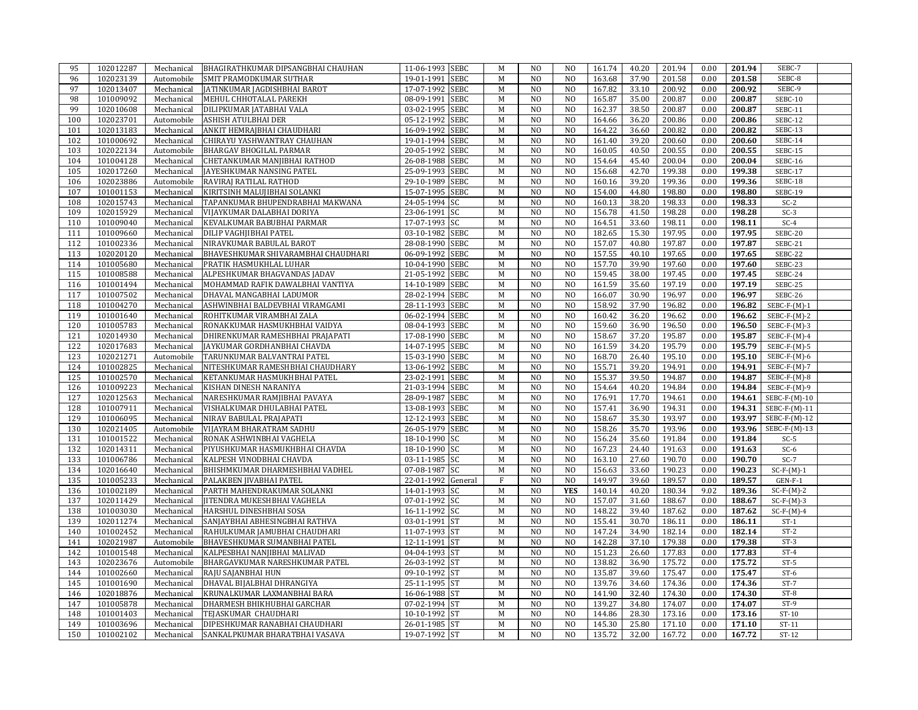| 95 | 102012287 | Mechanical | BHAGIRATHKUMAR DIPSANGBHAI CHAUHAN | 11-06-1993 | SEBC | M | NO | NO | 161.74 | 40.20 | 201.94 | 0.00 | **201.94** | SEBC-7 | |
|---|---|---|---|---|---|---|---|---|---|---|---|---|---|---|---|
| 96 | 102023139 | Automobile | SMIT PRAMODKUMAR SUTHAR | 19-01-1991 | SEBC | M | NO | NO | 163.68 | 37.90 | 201.58 | 0.00 | **201.58** | SEBC-8 | |
| 97 | 102013407 | Mechanical | JATINKUMAR JAGDISHBHAI BAROT | 17-07-1992 | SEBC | M | NO | NO | 167.82 | 33.10 | 200.92 | 0.00 | **200.92** | SEBC-9 | |
| 98 | 101009092 | Mechanical | MEHUL CHHOTALAL PAREKH | 08-09-1991 | SEBC | M | NO | NO | 165.87 | 35.00 | 200.87 | 0.00 | **200.87** | SEBC-10 | |
| 99 | 102010608 | Mechanical | DILIPKUMAR JATABHAI VALA | 03-02-1995 | SEBC | M | NO | NO | 162.37 | 38.50 | 200.87 | 0.00 | **200.87** | SEBC-11 | |
| 100 | 102023701 | Automobile | ASHISH ATULBHAI DER | 05-12-1992 | SEBC | M | NO | NO | 164.66 | 36.20 | 200.86 | 0.00 | **200.86** | SEBC-12 | |
| 101 | 102013183 | Mechanical | ANKIT HEMRAJBHAI CHAUDHARI | 16-09-1992 | SEBC | M | NO | NO | 164.22 | 36.60 | 200.82 | 0.00 | **200.82** | SEBC-13 | |
| 102 | 101000692 | Mechanical | CHIRAYU YASHWANTRAY CHAUHAN | 19-01-1994 | SEBC | M | NO | NO | 161.40 | 39.20 | 200.60 | 0.00 | **200.60** | SEBC-14 | |
| 103 | 102022134 | Automobile | BHARGAV BHOGILAL PARMAR | 20-05-1992 | SEBC | M | NO | NO | 160.05 | 40.50 | 200.55 | 0.00 | **200.55** | SEBC-15 | |
| 104 | 101004128 | Mechanical | CHETANKUMAR MANJIBHAI RATHOD | 26-08-1988 | SEBC | M | NO | NO | 154.64 | 45.40 | 200.04 | 0.00 | **200.04** | SEBC-16 | |
| 105 | 102017260 | Mechanical | JAYESHKUMAR NANSING PATEL | 25-09-1993 | SEBC | M | NO | NO | 156.68 | 42.70 | 199.38 | 0.00 | **199.38** | SEBC-17 | |
| 106 | 102023886 | Automobile | RAVIRAJ RATILAL RATHOD | 29-10-1989 | SEBC | M | NO | NO | 160.16 | 39.20 | 199.36 | 0.00 | **199.36** | SEBC-18 | |
| 107 | 101001153 | Mechanical | KIRITSINH MALUJIBHAI SOLANKI | 15-07-1995 | SEBC | M | NO | NO | 154.00 | 44.80 | 198.80 | 0.00 | **198.80** | SEBC-19 | |
| 108 | 102015743 | Mechanical | TAPANKUMAR BHUPENDRABHAI MAKWANA | 24-05-1994 | SC | M | NO | NO | 160.13 | 38.20 | 198.33 | 0.00 | **198.33** | SC-2 | |
| 109 | 102015929 | Mechanical | VIJAYKUMAR DALABHAI DORIYA | 23-06-1991 | SC | M | NO | NO | 156.78 | 41.50 | 198.28 | 0.00 | **198.28** | SC-3 | |
| 110 | 101009040 | Mechanical | KEVALKUMAR BABUBHAI PARMAR | 17-07-1993 | SC | M | NO | NO | 164.51 | 33.60 | 198.11 | 0.00 | **198.11** | SC-4 | |
| 111 | 101009660 | Mechanical | DILIP VAGHJIBHAI PATEL | 03-10-1982 | SEBC | M | NO | NO | 182.65 | 15.30 | 197.95 | 0.00 | **197.95** | SEBC-20 | |
| 112 | 101002336 | Mechanical | NIRAVKUMAR BABULAL BAROT | 28-08-1990 | SEBC | M | NO | NO | 157.07 | 40.80 | 197.87 | 0.00 | **197.87** | SEBC-21 | |
| 113 | 102020120 | Mechanical | BHAVESHKUMAR SHIVARAMBHAI CHAUDHARI | 06-09-1992 | SEBC | M | NO | NO | 157.55 | 40.10 | 197.65 | 0.00 | **197.65** | SEBC-22 | |
| 114 | 101005680 | Mechanical | PRATIK HASMUKHLAL LUHAR | 10-04-1990 | SEBC | M | NO | NO | 157.70 | 39.90 | 197.60 | 0.00 | **197.60** | SEBC-23 | |
| 115 | 101008588 | Mechanical | ALPESHKUMAR BHAGVANDAS JADAV | 21-05-1992 | SEBC | M | NO | NO | 159.45 | 38.00 | 197.45 | 0.00 | **197.45** | SEBC-24 | |
| 116 | 101001494 | Mechanical | MOHAMMAD RAFIK DAWALBHAI VANTIYA | 14-10-1989 | SEBC | M | NO | NO | 161.59 | 35.60 | 197.19 | 0.00 | **197.19** | SEBC-25 | |
| 117 | 101007502 | Mechanical | DHAVAL MANGABHAI LADUMOR | 28-02-1994 | SEBC | M | NO | NO | 166.07 | 30.90 | 196.97 | 0.00 | **196.97** | SEBC-26 | |
| 118 | 101004270 | Mechanical | ASHWINBHAI BALDEVBHAI VIRAMGAMI | 28-11-1993 | SEBC | M | NO | NO | 158.92 | 37.90 | 196.82 | 0.00 | **196.82** | SEBC-F-(M)-1 | |
| 119 | 101001640 | Mechanical | ROHITKUMAR VIRAMBHAI ZALA | 06-02-1994 | SEBC | M | NO | NO | 160.42 | 36.20 | 196.62 | 0.00 | **196.62** | SEBC-F-(M)-2 | |
| 120 | 101005783 | Mechanical | RONAKKUMAR HASMUKHBHAI VAIDYA | 08-04-1993 | SEBC | M | NO | NO | 159.60 | 36.90 | 196.50 | 0.00 | **196.50** | SEBC-F-(M)-3 | |
| 121 | 102014930 | Mechanical | DHIRENKUMAR RAMESHBHAI PRAJAPATI | 17-08-1990 | SEBC | M | NO | NO | 158.67 | 37.20 | 195.87 | 0.00 | **195.87** | SEBC-F-(M)-4 | |
| 122 | 102017683 | Mechanical | JAYKUMAR GORDHANBHAI CHAVDA | 14-07-1995 | SEBC | M | NO | NO | 161.59 | 34.20 | 195.79 | 0.00 | **195.79** | SEBC-F-(M)-5 | |
| 123 | 102021271 | Automobile | TARUNKUMAR BALVANTRAI PATEL | 15-03-1990 | SEBC | M | NO | NO | 168.70 | 26.40 | 195.10 | 0.00 | **195.10** | SEBC-F-(M)-6 | |
| 124 | 101002825 | Mechanical | NITESHKUMAR RAMESHBHAI CHAUDHARY | 13-06-1992 | SEBC | M | NO | NO | 155.71 | 39.20 | 194.91 | 0.00 | **194.91** | SEBC-F-(M)-7 | |
| 125 | 101002570 | Mechanical | KETANKUMAR HASMUKHBHAI PATEL | 23-02-1991 | SEBC | M | NO | NO | 155.37 | 39.50 | 194.87 | 0.00 | **194.87** | SEBC-F-(M)-8 | |
| 126 | 101009223 | Mechanical | KISHAN DINESH NARANIYA | 21-03-1994 | SEBC | M | NO | NO | 154.64 | 40.20 | 194.84 | 0.00 | **194.84** | SEBC-F-(M)-9 | |
| 127 | 102012563 | Mechanical | NARESHKUMAR RAMJIBHAI PAVAYA | 28-09-1987 | SEBC | M | NO | NO | 176.91 | 17.70 | 194.61 | 0.00 | **194.61** | SEBC-F-(M)-10 | |
| 128 | 101007911 | Mechanical | VISHALKUMAR DHULABHAI PATEL | 13-08-1993 | SEBC | M | NO | NO | 157.41 | 36.90 | 194.31 | 0.00 | **194.31** | SEBC-F-(M)-11 | |
| 129 | 101006095 | Mechanical | NIRAV BABULAL PRAJAPATI | 12-12-1993 | SEBC | M | NO | NO | 158.67 | 35.30 | 193.97 | 0.00 | **193.97** | SEBC-F-(M)-12 | |
| 130 | 102021405 | Automobile | VIJAYRAM BHARATRAM SADHU | 26-05-1979 | SEBC | M | NO | NO | 158.26 | 35.70 | 193.96 | 0.00 | **193.96** | SEBC-F-(M)-13 | |
| 131 | 101001522 | Mechanical | RONAK ASHWINBHAI VAGHELA | 18-10-1990 | SC | M | NO | NO | 156.24 | 35.60 | 191.84 | 0.00 | **191.84** | SC-5 | |
| 132 | 102014311 | Mechanical | PIYUSHKUMAR HASMUKHBHAI CHAVDA | 18-10-1990 | SC | M | NO | NO | 167.23 | 24.40 | 191.63 | 0.00 | **191.63** | SC-6 | |
| 133 | 101006786 | Mechanical | KALPESH VINODBHAI CHAVDA | 03-11-1985 | SC | M | NO | NO | 163.10 | 27.60 | 190.70 | 0.00 | **190.70** | SC-7 | |
| 134 | 102016640 | Mechanical | BHISHMKUMAR DHARMESHBHAI VADHEL | 07-08-1987 | SC | M | NO | NO | 156.63 | 33.60 | 190.23 | 0.00 | **190.23** | SC-F-(M)-1 | |
| 135 | 101005233 | Mechanical | PALAKBEN JIVABHAI PATEL | 22-01-1992 | General | F | NO | NO | 149.97 | 39.60 | 189.57 | 0.00 | **189.57** | GEN-F-1 | |
| 136 | 101002189 | Mechanical | PARTH MAHENDRAKUMAR SOLANKI | 14-01-1993 | SC | M | NO | **YES** | 140.14 | 40.20 | 180.34 | 9.02 | **189.36** | SC-F-(M)-2 | |
| 137 | 102011429 | Mechanical | JITENDRA MUKESHBHAI VAGHELA | 07-01-1992 | SC | M | NO | NO | 157.07 | 31.60 | 188.67 | 0.00 | **188.67** | SC-F-(M)-3 | |
| 138 | 101003030 | Mechanical | HARSHUL DINESHBHAI SOSA | 16-11-1992 | SC | M | NO | NO | 148.22 | 39.40 | 187.62 | 0.00 | **187.62** | SC-F-(M)-4 | |
| 139 | 102011274 | Mechanical | SANJAYBHAI ABHESINGBHAI RATHVA | 03-01-1991 | ST | M | NO | NO | 155.41 | 30.70 | 186.11 | 0.00 | **186.11** | ST-1 | |
| 140 | 101002452 | Mechanical | RAHULKUMAR JAMUBHAI CHAUDHARI | 11-07-1993 | ST | M | NO | NO | 147.24 | 34.90 | 182.14 | 0.00 | **182.14** | ST-2 | |
| 141 | 102021987 | Automobile | BHAVESHKUMAR SUMANBHAI PATEL | 12-11-1991 | ST | M | NO | NO | 142.28 | 37.10 | 179.38 | 0.00 | **179.38** | ST-3 | |
| 142 | 101001548 | Mechanical | KALPESBHAI NANJIBHAI MALIVAD | 04-04-1993 | ST | M | NO | NO | 151.23 | 26.60 | 177.83 | 0.00 | **177.83** | ST-4 | |
| 143 | 102023676 | Automobile | BHARGAVKUMAR NARESHKUMAR PATEL | 26-03-1992 | ST | M | NO | NO | 138.82 | 36.90 | 175.72 | 0.00 | **175.72** | ST-5 | |
| 144 | 101002660 | Mechanical | RAJU SAJANBHAI HUN | 09-10-1992 | ST | M | NO | NO | 135.87 | 39.60 | 175.47 | 0.00 | **175.47** | ST-6 | |
| 145 | 101001690 | Mechanical | DHAVAL BIJALBHAI DHRANGIYA | 25-11-1995 | ST | M | NO | NO | 139.76 | 34.60 | 174.36 | 0.00 | **174.36** | ST-7 | |
| 146 | 102018876 | Mechanical | KRUNALKUMAR LAXMANBHAI BARA | 16-06-1988 | ST | M | NO | NO | 141.90 | 32.40 | 174.30 | 0.00 | **174.30** | ST-8 | |
| 147 | 101005878 | Mechanical | DHARMESH BHIKHUBHAI GARCHAR | 07-02-1994 | ST | M | NO | NO | 139.27 | 34.80 | 174.07 | 0.00 | **174.07** | ST-9 | |
| 148 | 101001403 | Mechanical | TEJASKUMAR CHAUDHARI | 10-10-1992 | ST | M | NO | NO | 144.86 | 28.30 | 173.16 | 0.00 | **173.16** | ST-10 | |
| 149 | 101003696 | Mechanical | DIPESHKUMAR RANABHAI CHAUDHARI | 26-01-1985 | ST | M | NO | NO | 145.30 | 25.80 | 171.10 | 0.00 | **171.10** | ST-11 | |
| 150 | 101002102 | Mechanical | SANKALPKUMAR BHARATBHAI VASAVA | 19-07-1992 | ST | M | NO | NO | 135.72 | 32.00 | 167.72 | 0.00 | **167.72** | ST-12 | |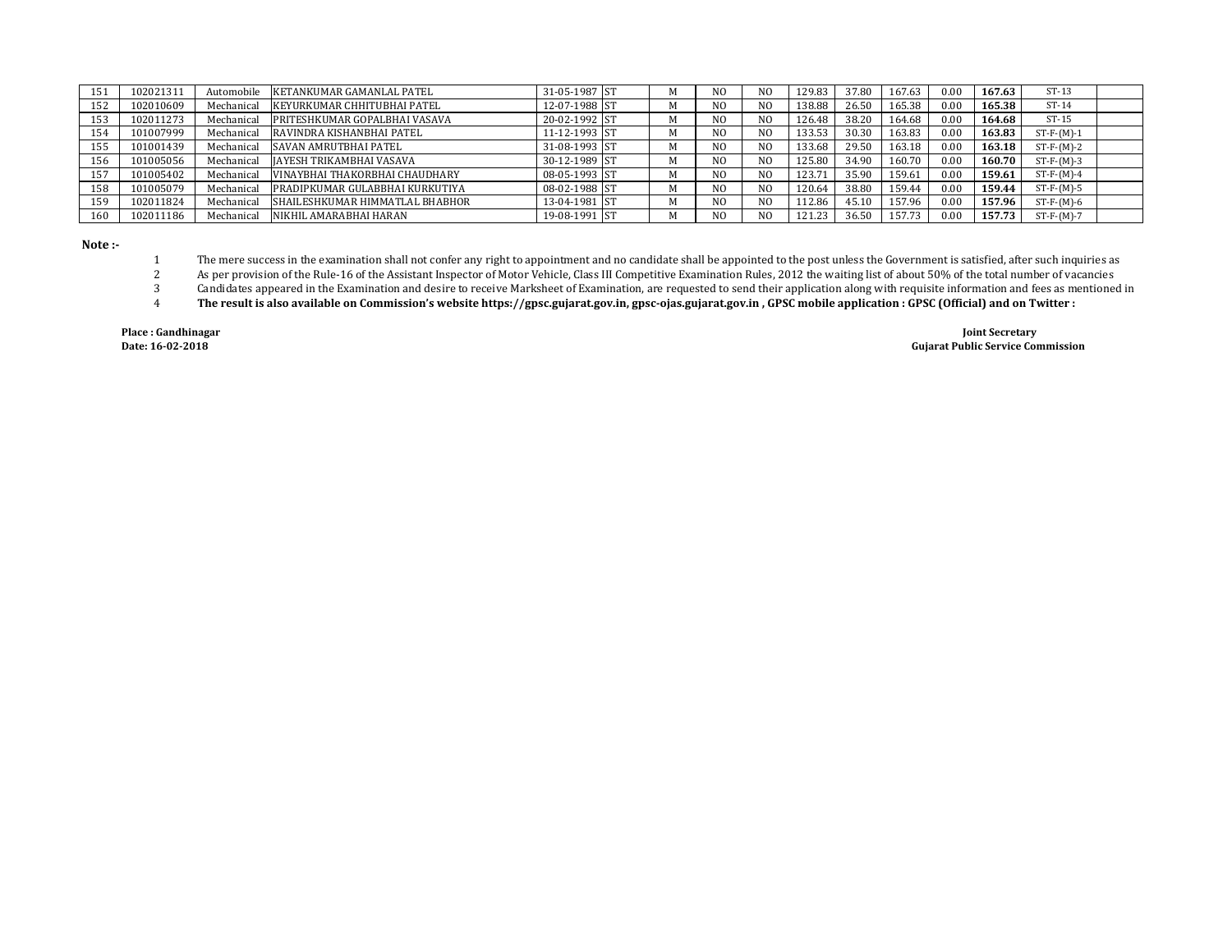| | | | | | | | | | | | | | | | |
|---|---|---|---|---|---|---|---|---|---|---|---|---|---|---|---|
| 151 | 102021311 | Automobile | KETANKUMAR GAMANLAL PATEL | 31-05-1987 | ST | M | NO | NO | 129.83 | 37.80 | 167.63 | 0.00 | **167.63** | ST-13 | |
| 152 | 102010609 | Mechanical | KEYURKUMAR CHHITUBHAI PATEL | 12-07-1988 | ST | M | NO | NO | 138.88 | 26.50 | 165.38 | 0.00 | **165.38** | ST-14 | |
| 153 | 102011273 | Mechanical | PRITESHKUMAR GOPALBHAI VASAVA | 20-02-1992 | ST | M | NO | NO | 126.48 | 38.20 | 164.68 | 0.00 | **164.68** | ST-15 | |
| 154 | 101007999 | Mechanical | RAVINDRA KISHANBHAI PATEL | 11-12-1993 | ST | M | NO | NO | 133.53 | 30.30 | 163.83 | 0.00 | **163.83** | ST-F-(M)-1 | |
| 155 | 101001439 | Mechanical | SAVAN AMRUTBHAI PATEL | 31-08-1993 | ST | M | NO | NO | 133.68 | 29.50 | 163.18 | 0.00 | **163.18** | ST-F-(M)-2 | |
| 156 | 101005056 | Mechanical | JAYESH TRIKAMBHAI VASAVA | 30-12-1989 | ST | M | NO | NO | 125.80 | 34.90 | 160.70 | 0.00 | **160.70** | ST-F-(M)-3 | |
| 157 | 101005402 | Mechanical | VINAYBHAI THAKORBHAI CHAUDHARY | 08-05-1993 | ST | M | NO | NO | 123.71 | 35.90 | 159.61 | 0.00 | **159.61** | ST-F-(M)-4 | |
| 158 | 101005079 | Mechanical | PRADIPKUMAR GULABBHAI KURKUTIYA | 08-02-1988 | ST | M | NO | NO | 120.64 | 38.80 | 159.44 | 0.00 | **159.44** | ST-F-(M)-5 | |
| 159 | 102011824 | Mechanical | SHAILESHKUMAR HIMMATLAL BHABHOR | 13-04-1981 | ST | M | NO | NO | 112.86 | 45.10 | 157.96 | 0.00 | **157.96** | ST-F-(M)-6 | |
| 160 | 102011186 | Mechanical | NIKHIL AMARABHAI HARAN | 19-08-1991 | ST | M | NO | NO | 121.23 | 36.50 | 157.73 | 0.00 | **157.73** | ST-F-(M)-7 | |

**Note :-**

1. The mere success in the examination shall not confer any right to appointment and no candidate shall be appointed to the post unless the Government is satisfied, after such inquiries as
2. As per provision of the Rule-16 of the Assistant Inspector of Motor Vehicle, Class III Competitive Examination Rules, 2012 the waiting list of about 50% of the total number of vacancies
3. Candidates appeared in the Examination and desire to receive Marksheet of Examination, are requested to send their application along with requisite information and fees as mentioned in
4. **The result is also available on Commission's website https://gpsc.gujarat.gov.in, gpsc-ojas.gujarat.gov.in , GPSC mobile application : GPSC (Official) and on Twitter :**

**Place : Gandhinagar**
**Date: 16-02-2018**

**Joint Secretary**
**Gujarat Public Service Commission**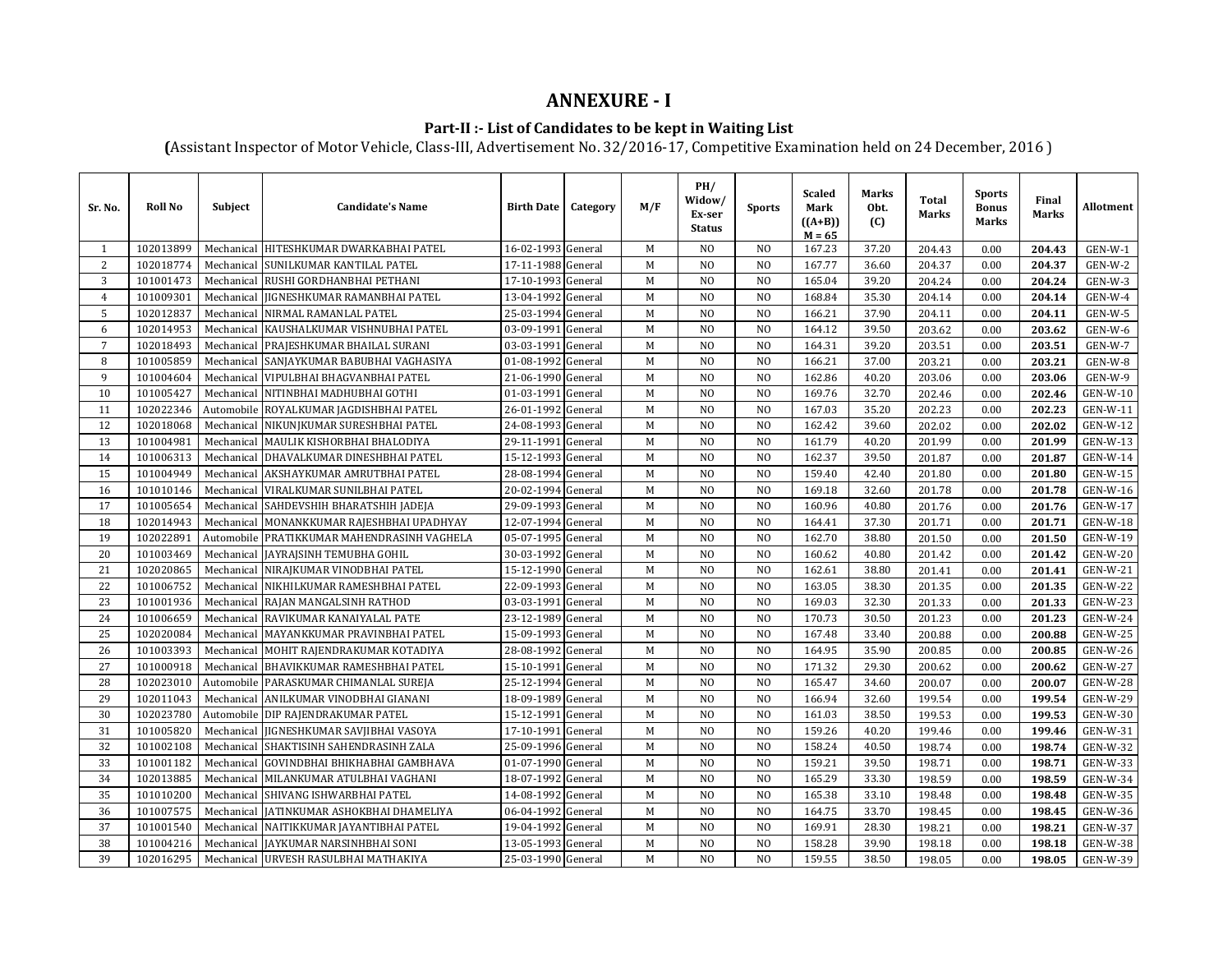# ANNEXURE - I

## Part-II :- List of Candidates to be kept in Waiting List

**(**Assistant Inspector of Motor Vehicle, Class-III, Advertisement No. 32/2016-17, Competitive Examination held on 24 December, 2016 )

| Sr. No. | Roll No | Subject | Candidate's Name | Birth Date | Category | M/F | PH/ Widow/ Ex-ser Status | Sports | Scaled Mark ((A+B)) M = 65 | Marks Obt. (C) | Total Marks | Sports Bonus Marks | Final Marks | Allotment |
|---|---|---|---|---|---|---|---|---|---|---|---|---|---|---|
| 1 | 102013899 | Mechanical | HITESHKUMAR DWARKABHAI PATEL | 16-02-1993 | General | M | NO | NO | 167.23 | 37.20 | 204.43 | 0.00 | **204.43** | GEN-W-1 |
| 2 | 102018774 | Mechanical | SUNILKUMAR KANTILAL PATEL | 17-11-1988 | General | M | NO | NO | 167.77 | 36.60 | 204.37 | 0.00 | **204.37** | GEN-W-2 |
| 3 | 101001473 | Mechanical | RUSHI GORDHANBHAI PETHANI | 17-10-1993 | General | M | NO | NO | 165.04 | 39.20 | 204.24 | 0.00 | **204.24** | GEN-W-3 |
| 4 | 101009301 | Mechanical | JIGNESHKUMAR RAMANBHAI PATEL | 13-04-1992 | General | M | NO | NO | 168.84 | 35.30 | 204.14 | 0.00 | **204.14** | GEN-W-4 |
| 5 | 102012837 | Mechanical | NIRMAL RAMANLAL PATEL | 25-03-1994 | General | M | NO | NO | 166.21 | 37.90 | 204.11 | 0.00 | **204.11** | GEN-W-5 |
| 6 | 102014953 | Mechanical | KAUSHALKUMAR VISHNUBHAI PATEL | 03-09-1991 | General | M | NO | NO | 164.12 | 39.50 | 203.62 | 0.00 | **203.62** | GEN-W-6 |
| 7 | 102018493 | Mechanical | PRAJESHKUMAR BHAILAL SURANI | 03-03-1991 | General | M | NO | NO | 164.31 | 39.20 | 203.51 | 0.00 | **203.51** | GEN-W-7 |
| 8 | 101005859 | Mechanical | SANJAYKUMAR BABUBHAI VAGHASIYA | 01-08-1992 | General | M | NO | NO | 166.21 | 37.00 | 203.21 | 0.00 | **203.21** | GEN-W-8 |
| 9 | 101004604 | Mechanical | VIPULBHAI BHAGVANBHAI PATEL | 21-06-1990 | General | M | NO | NO | 162.86 | 40.20 | 203.06 | 0.00 | **203.06** | GEN-W-9 |
| 10 | 101005427 | Mechanical | NITINBHAI MADHUBHAI GOTHI | 01-03-1991 | General | M | NO | NO | 169.76 | 32.70 | 202.46 | 0.00 | **202.46** | GEN-W-10 |
| 11 | 102022346 | Automobile | ROYALKUMAR JAGDISHBHAI PATEL | 26-01-1992 | General | M | NO | NO | 167.03 | 35.20 | 202.23 | 0.00 | **202.23** | GEN-W-11 |
| 12 | 102018068 | Mechanical | NIKUNJKUMAR SURESHBHAI PATEL | 24-08-1993 | General | M | NO | NO | 162.42 | 39.60 | 202.02 | 0.00 | **202.02** | GEN-W-12 |
| 13 | 101004981 | Mechanical | MAULIK KISHORBHAI BHALODIYA | 29-11-1991 | General | M | NO | NO | 161.79 | 40.20 | 201.99 | 0.00 | **201.99** | GEN-W-13 |
| 14 | 101006313 | Mechanical | DHAVALKUMAR DINESHBHAI PATEL | 15-12-1993 | General | M | NO | NO | 162.37 | 39.50 | 201.87 | 0.00 | **201.87** | GEN-W-14 |
| 15 | 101004949 | Mechanical | AKSHAYKUMAR AMRUTBHAI PATEL | 28-08-1994 | General | M | NO | NO | 159.40 | 42.40 | 201.80 | 0.00 | **201.80** | GEN-W-15 |
| 16 | 101010146 | Mechanical | VIRALKUMAR SUNILBHAI PATEL | 20-02-1994 | General | M | NO | NO | 169.18 | 32.60 | 201.78 | 0.00 | **201.78** | GEN-W-16 |
| 17 | 101005654 | Mechanical | SAHDEVSHIH BHARATSHIH JADEJA | 29-09-1993 | General | M | NO | NO | 160.96 | 40.80 | 201.76 | 0.00 | **201.76** | GEN-W-17 |
| 18 | 102014943 | Mechanical | MONANKKUMAR RAJESHBHAI UPADHYAY | 12-07-1994 | General | M | NO | NO | 164.41 | 37.30 | 201.71 | 0.00 | **201.71** | GEN-W-18 |
| 19 | 102022891 | Automobile | PRATIKKUMAR MAHENDRASINH VAGHELA | 05-07-1995 | General | M | NO | NO | 162.70 | 38.80 | 201.50 | 0.00 | **201.50** | GEN-W-19 |
| 20 | 101003469 | Mechanical | JAYRAJSINH TEMUBHA GOHIL | 30-03-1992 | General | M | NO | NO | 160.62 | 40.80 | 201.42 | 0.00 | **201.42** | GEN-W-20 |
| 21 | 102020865 | Mechanical | NIRAJKUMAR VINODBHAI PATEL | 15-12-1990 | General | M | NO | NO | 162.61 | 38.80 | 201.41 | 0.00 | **201.41** | GEN-W-21 |
| 22 | 101006752 | Mechanical | NIKHILKUMAR RAMESHBHAI PATEL | 22-09-1993 | General | M | NO | NO | 163.05 | 38.30 | 201.35 | 0.00 | **201.35** | GEN-W-22 |
| 23 | 101001936 | Mechanical | RAJAN MANGALSINH RATHOD | 03-03-1991 | General | M | NO | NO | 169.03 | 32.30 | 201.33 | 0.00 | **201.33** | GEN-W-23 |
| 24 | 101006659 | Mechanical | RAVIKUMAR KANAIYALAL PATE | 23-12-1989 | General | M | NO | NO | 170.73 | 30.50 | 201.23 | 0.00 | **201.23** | GEN-W-24 |
| 25 | 102020084 | Mechanical | MAYANKKUMAR PRAVINBHAI PATEL | 15-09-1993 | General | M | NO | NO | 167.48 | 33.40 | 200.88 | 0.00 | **200.88** | GEN-W-25 |
| 26 | 101003393 | Mechanical | MOHIT RAJENDRAKUMAR KOTADIYA | 28-08-1992 | General | M | NO | NO | 164.95 | 35.90 | 200.85 | 0.00 | **200.85** | GEN-W-26 |
| 27 | 101000918 | Mechanical | BHAVIKKUMAR RAMESHBHAI PATEL | 15-10-1991 | General | M | NO | NO | 171.32 | 29.30 | 200.62 | 0.00 | **200.62** | GEN-W-27 |
| 28 | 102023010 | Automobile | PARASKUMAR CHIMANLAL SUREJA | 25-12-1994 | General | M | NO | NO | 165.47 | 34.60 | 200.07 | 0.00 | **200.07** | GEN-W-28 |
| 29 | 102011043 | Mechanical | ANILKUMAR VINODBHAI GIANANI | 18-09-1989 | General | M | NO | NO | 166.94 | 32.60 | 199.54 | 0.00 | **199.54** | GEN-W-29 |
| 30 | 102023780 | Automobile | DIP RAJENDRAKUMAR PATEL | 15-12-1991 | General | M | NO | NO | 161.03 | 38.50 | 199.53 | 0.00 | **199.53** | GEN-W-30 |
| 31 | 101005820 | Mechanical | JIGNESHKUMAR SAVJIBHAI VASOYA | 17-10-1991 | General | M | NO | NO | 159.26 | 40.20 | 199.46 | 0.00 | **199.46** | GEN-W-31 |
| 32 | 101002108 | Mechanical | SHAKTISINH SAHENDRASINH ZALA | 25-09-1996 | General | M | NO | NO | 158.24 | 40.50 | 198.74 | 0.00 | **198.74** | GEN-W-32 |
| 33 | 101001182 | Mechanical | GOVINDBHAI BHIKHABHAI GAMBHAVA | 01-07-1990 | General | M | NO | NO | 159.21 | 39.50 | 198.71 | 0.00 | **198.71** | GEN-W-33 |
| 34 | 102013885 | Mechanical | MILANKUMAR ATULBHAI VAGHANI | 18-07-1992 | General | M | NO | NO | 165.29 | 33.30 | 198.59 | 0.00 | **198.59** | GEN-W-34 |
| 35 | 101010200 | Mechanical | SHIVANG ISHWARBHAI PATEL | 14-08-1992 | General | M | NO | NO | 165.38 | 33.10 | 198.48 | 0.00 | **198.48** | GEN-W-35 |
| 36 | 101007575 | Mechanical | JATINKUMAR ASHOKBHAI DHAMELIYA | 06-04-1992 | General | M | NO | NO | 164.75 | 33.70 | 198.45 | 0.00 | **198.45** | GEN-W-36 |
| 37 | 101001540 | Mechanical | NAITIKKUMAR JAYANTIBHAI PATEL | 19-04-1992 | General | M | NO | NO | 169.91 | 28.30 | 198.21 | 0.00 | **198.21** | GEN-W-37 |
| 38 | 101004216 | Mechanical | JAYKUMAR NARSINHBHAI SONI | 13-05-1993 | General | M | NO | NO | 158.28 | 39.90 | 198.18 | 0.00 | **198.18** | GEN-W-38 |
| 39 | 102016295 | Mechanical | URVESH RASULBHAI MATHAKIYA | 25-03-1990 | General | M | NO | NO | 159.55 | 38.50 | 198.05 | 0.00 | **198.05** | GEN-W-39 |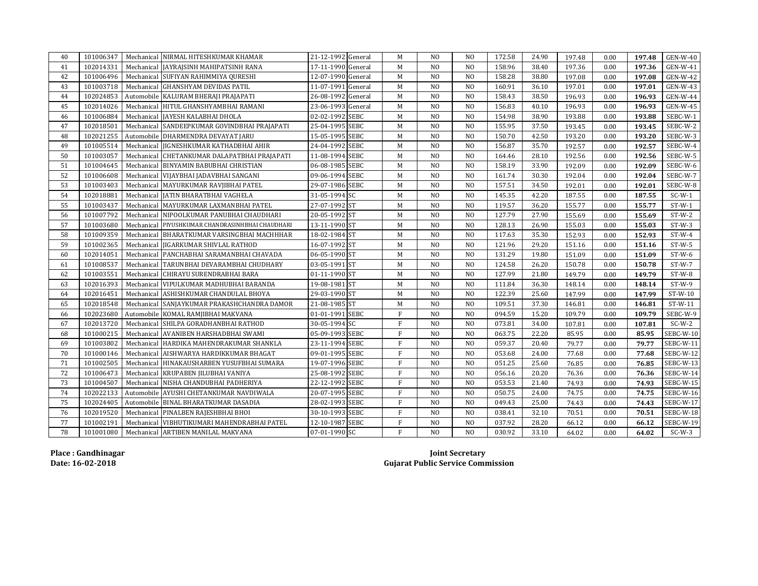| | | | | | | | | | | | | | | |
|---|---|---|---|---|---|---|---|---|---|---|---|---|---|---|
| 40 | 101006347 | Mechanical | NIRMAL HITESHKUMAR KHAMAR | 21-12-1992 | General | M | NO | NO | 172.58 | 24.90 | 197.48 | 0.00 | **197.48** | GEN-W-40 |
| 41 | 102014331 | Mechanical | JAYRAJSINH MAHIPATSINH RANA | 17-11-1990 | General | M | NO | NO | 158.96 | 38.40 | 197.36 | 0.00 | **197.36** | GEN-W-41 |
| 42 | 101006496 | Mechanical | SUFIYAN RAHIMMIYA QURESHI | 12-07-1990 | General | M | NO | NO | 158.28 | 38.80 | 197.08 | 0.00 | **197.08** | GEN-W-42 |
| 43 | 101003718 | Mechanical | GHANSHYAM DEVIDAS PATIL | 11-07-1991 | General | M | NO | NO | 160.91 | 36.10 | 197.01 | 0.00 | **197.01** | GEN-W-43 |
| 44 | 102024853 | Automobile | KALURAM BHERAJI PRAJAPATI | 26-08-1992 | General | M | NO | NO | 158.43 | 38.50 | 196.93 | 0.00 | **196.93** | GEN-W-44 |
| 45 | 102014026 | Mechanical | HITUL GHANSHYAMBHAI RAMANI | 23-06-1993 | General | M | NO | NO | 156.83 | 40.10 | 196.93 | 0.00 | **196.93** | GEN-W-45 |
| 46 | 101006884 | Mechanical | JAYESH KALABHAI DHOLA | 02-02-1992 | SEBC | M | NO | NO | 154.98 | 38.90 | 193.88 | 0.00 | **193.88** | SEBC-W-1 |
| 47 | 102018501 | Mechanical | SANDEEPKUMAR GOVINDBHAI PRAJAPATI | 25-04-1995 | SEBC | M | NO | NO | 155.95 | 37.50 | 193.45 | 0.00 | **193.45** | SEBC-W-2 |
| 48 | 102021255 | Automobile | DHARMENDRA DEVAYAT JARU | 15-05-1995 | SEBC | M | NO | NO | 150.70 | 42.50 | 193.20 | 0.00 | **193.20** | SEBC-W-3 |
| 49 | 101005514 | Mechanical | JIGNESHKUMAR KATHADBHAI AHIR | 24-04-1992 | SEBC | M | NO | NO | 156.87 | 35.70 | 192.57 | 0.00 | **192.57** | SEBC-W-4 |
| 50 | 101003057 | Mechanical | CHETANKUMAR DALAPATBHAI PRAJAPATI | 11-08-1994 | SEBC | M | NO | NO | 164.46 | 28.10 | 192.56 | 0.00 | **192.56** | SEBC-W-5 |
| 51 | 101004645 | Mechanical | BINYAMIN BABUBHAI CHRISTIAN | 06-08-1985 | SEBC | M | NO | NO | 158.19 | 33.90 | 192.09 | 0.00 | **192.09** | SEBC-W-6 |
| 52 | 101006608 | Mechanical | VIJAYBHAI JADAVBHAI SANGANI | 09-06-1994 | SEBC | M | NO | NO | 161.74 | 30.30 | 192.04 | 0.00 | **192.04** | SEBC-W-7 |
| 53 | 101003403 | Mechanical | MAYURKUMAR RAVJIBHAI PATEL | 29-07-1986 | SEBC | M | NO | NO | 157.51 | 34.50 | 192.01 | 0.00 | **192.01** | SEBC-W-8 |
| 54 | 102018881 | Mechanical | JATIN BHARATBHAI VAGHELA | 31-05-1994 | SC | M | NO | NO | 145.35 | 42.20 | 187.55 | 0.00 | **187.55** | SC-W-1 |
| 55 | 101003437 | Mechanical | MAYURKUMAR LAXMANBHAI PATEL | 27-07-1992 | ST | M | NO | NO | 119.57 | 36.20 | 155.77 | 0.00 | **155.77** | ST-W-1 |
| 56 | 101007792 | Mechanical | NIPOOLKUMAR PANUBHAI CHAUDHARI | 20-05-1992 | ST | M | NO | NO | 127.79 | 27.90 | 155.69 | 0.00 | **155.69** | ST-W-2 |
| 57 | 101003680 | Mechanical | PIYUSHKUMAR CHANDRASINHBHAI CHAUDHARI | 13-11-1990 | ST | M | NO | NO | 128.13 | 26.90 | 155.03 | 0.00 | **155.03** | ST-W-3 |
| 58 | 101009359 | Mechanical | BHARATKUMAR VARSINGBHAI MACHHHAR | 18-02-1984 | ST | M | NO | NO | 117.63 | 35.30 | 152.93 | 0.00 | **152.93** | ST-W-4 |
| 59 | 101002365 | Mechanical | JIGARKUMAR SHIVLAL RATHOD | 16-07-1992 | ST | M | NO | NO | 121.96 | 29.20 | 151.16 | 0.00 | **151.16** | ST-W-5 |
| 60 | 102014051 | Mechanical | PANCHABHAI SARAMANBHAI CHAVADA | 06-05-1990 | ST | M | NO | NO | 131.29 | 19.80 | 151.09 | 0.00 | **151.09** | ST-W-6 |
| 61 | 101008537 | Mechanical | TARUNBHAI DEVARAMBHAI CHUDHARY | 03-05-1991 | ST | M | NO | NO | 124.58 | 26.20 | 150.78 | 0.00 | **150.78** | ST-W-7 |
| 62 | 101003551 | Mechanical | CHIRAYU SURENDRABHAI BARA | 01-11-1990 | ST | M | NO | NO | 127.99 | 21.80 | 149.79 | 0.00 | **149.79** | ST-W-8 |
| 63 | 102016393 | Mechanical | VIPULKUMAR MADHUBHAI BARANDA | 19-08-1981 | ST | M | NO | NO | 111.84 | 36.30 | 148.14 | 0.00 | **148.14** | ST-W-9 |
| 64 | 102016451 | Mechanical | ASHISHKUMAR CHANDULAL BHOYA | 29-03-1990 | ST | M | NO | NO | 122.39 | 25.60 | 147.99 | 0.00 | **147.99** | ST-W-10 |
| 65 | 102018548 | Mechanical | SANJAYKUMAR PRAKASHCHANDRA DAMOR | 21-08-1985 | ST | M | NO | NO | 109.51 | 37.30 | 146.81 | 0.00 | **146.81** | ST-W-11 |
| 66 | 102023680 | Automobile | KOMAL RAMJIBHAI MAKVANA | 01-01-1991 | SEBC | F | NO | NO | 094.59 | 15.20 | 109.79 | 0.00 | **109.79** | SEBC-W-9 |
| 67 | 102013720 | Mechanical | SHILPA GORADHANBHAI RATHOD | 30-05-1994 | SC | F | NO | NO | 073.81 | 34.00 | 107.81 | 0.00 | **107.81** | SC-W-2 |
| 68 | 101000215 | Mechanical | AVANIBEN HARSHADBHAI SWAMI | 05-09-1993 | SEBC | F | NO | NO | 063.75 | 22.20 | 85.95 | 0.00 | **85.95** | SEBC-W-10 |
| 69 | 101003802 | Mechanical | HARDIKA MAHENDRAKUMAR SHANKLA | 23-11-1994 | SEBC | F | NO | NO | 059.37 | 20.40 | 79.77 | 0.00 | **79.77** | SEBC-W-11 |
| 70 | 101000146 | Mechanical | AISHWARYA HARDIKKUMAR BHAGAT | 09-01-1995 | SEBC | F | NO | NO | 053.68 | 24.00 | 77.68 | 0.00 | **77.68** | SEBC-W-12 |
| 71 | 101002505 | Mechanical | HINAKAUSHARBEN YUSUFBHAI SUMARA | 19-07-1996 | SEBC | F | NO | NO | 051.25 | 25.60 | 76.85 | 0.00 | **76.85** | SEBC-W-13 |
| 72 | 101006473 | Mechanical | KRUPABEN JILUBHAI VANIYA | 25-08-1992 | SEBC | F | NO | NO | 056.16 | 20.20 | 76.36 | 0.00 | **76.36** | SEBC-W-14 |
| 73 | 101004507 | Mechanical | NISHA CHANDUBHAI PADHERIYA | 22-12-1992 | SEBC | F | NO | NO | 053.53 | 21.40 | 74.93 | 0.00 | **74.93** | SEBC-W-15 |
| 74 | 102022133 | Automobile | AYUSHI CHETANKUMAR NAVDIWALA | 20-07-1995 | SEBC | F | NO | NO | 050.75 | 24.00 | 74.75 | 0.00 | **74.75** | SEBC-W-16 |
| 75 | 102024405 | Automobile | BINAL BHARATKUMAR DASADIA | 28-02-1993 | SEBC | F | NO | NO | 049.43 | 25.00 | 74.43 | 0.00 | **74.43** | SEBC-W-17 |
| 76 | 102019520 | Mechanical | PINALBEN RAJESHBHAI BHOI | 30-10-1993 | SEBC | F | NO | NO | 038.41 | 32.10 | 70.51 | 0.00 | **70.51** | SEBC-W-18 |
| 77 | 101002191 | Mechanical | VIBHUTIKUMARI MAHENDRABHAI PATEL | 12-10-1987 | SEBC | F | NO | NO | 037.92 | 28.20 | 66.12 | 0.00 | **66.12** | SEBC-W-19 |
| 78 | 101001080 | Mechanical | ARTIBEN MANILAL MAKVANA | 07-01-1990 | SC | F | NO | NO | 030.92 | 33.10 | 64.02 | 0.00 | **64.02** | SC-W-3 |

**Place : Gandhinagar**
**Date: 16-02-2018**

**Joint Secretary**
**Gujarat Public Service Commission**